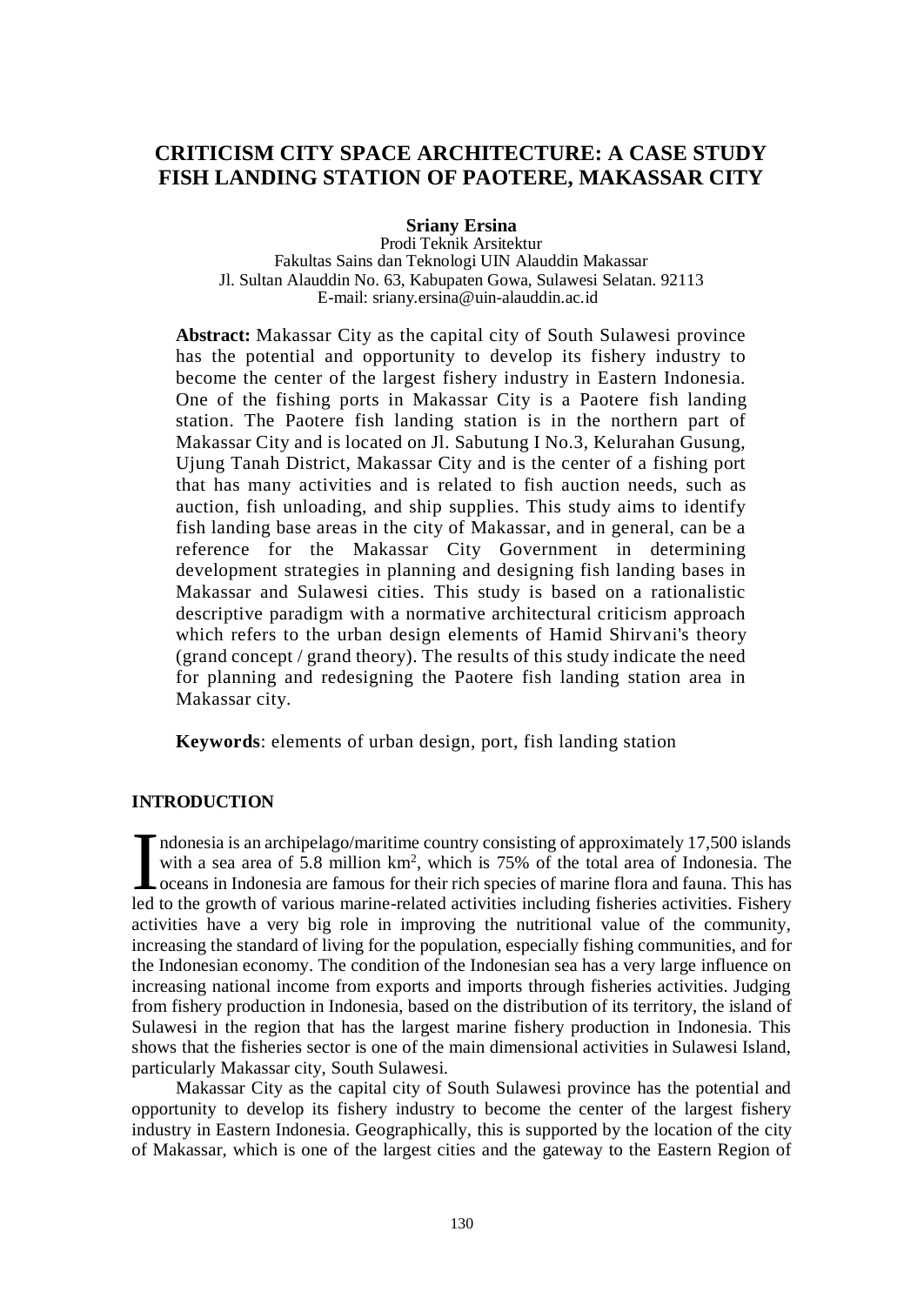# CRITICISM CITY SPACE ARCHITECTURE: A CASE STUDY FISH LANDING STATION OF PAOTERE, MAKASSAR CITY

**Sriany Ersina**
Prodi Teknik Arsitektur
Fakultas Sains dan Teknologi UIN Alauddin Makassar
Jl. Sultan Alauddin No. 63, Kabupaten Gowa, Sulawesi Selatan. 92113
E-mail: sriany.ersina@uin-alauddin.ac.id

**Abstract:** Makassar City as the capital city of South Sulawesi province has the potential and opportunity to develop its fishery industry to become the center of the largest fishery industry in Eastern Indonesia. One of the fishing ports in Makassar City is a Paotere fish landing station. The Paotere fish landing station is in the northern part of Makassar City and is located on Jl. Sabutung I No.3, Kelurahan Gusung, Ujung Tanah District, Makassar City and is the center of a fishing port that has many activities and is related to fish auction needs, such as auction, fish unloading, and ship supplies. This study aims to identify fish landing base areas in the city of Makassar, and in general, can be a reference for the Makassar City Government in determining development strategies in planning and designing fish landing bases in Makassar and Sulawesi cities. This study is based on a rationalistic descriptive paradigm with a normative architectural criticism approach which refers to the urban design elements of Hamid Shirvani's theory (grand concept / grand theory). The results of this study indicate the need for planning and redesigning the Paotere fish landing station area in Makassar city.

**Keywords**: elements of urban design, port, fish landing station

## INTRODUCTION

Indonesia is an archipelago/maritime country consisting of approximately 17,500 islands with a sea area of 5.8 million km$^2$, which is 75% of the total area of Indonesia. The oceans in Indonesia are famous for their rich species of marine flora and fauna. This has led to the growth of various marine-related activities including fisheries activities. Fishery activities have a very big role in improving the nutritional value of the community, increasing the standard of living for the population, especially fishing communities, and for the Indonesian economy. The condition of the Indonesian sea has a very large influence on increasing national income from exports and imports through fisheries activities. Judging from fishery production in Indonesia, based on the distribution of its territory, the island of Sulawesi in the region that has the largest marine fishery production in Indonesia. This shows that the fisheries sector is one of the main dimensional activities in Sulawesi Island, particularly Makassar city, South Sulawesi.

Makassar City as the capital city of South Sulawesi province has the potential and opportunity to develop its fishery industry to become the center of the largest fishery industry in Eastern Indonesia. Geographically, this is supported by the location of the city of Makassar, which is one of the largest cities and the gateway to the Eastern Region of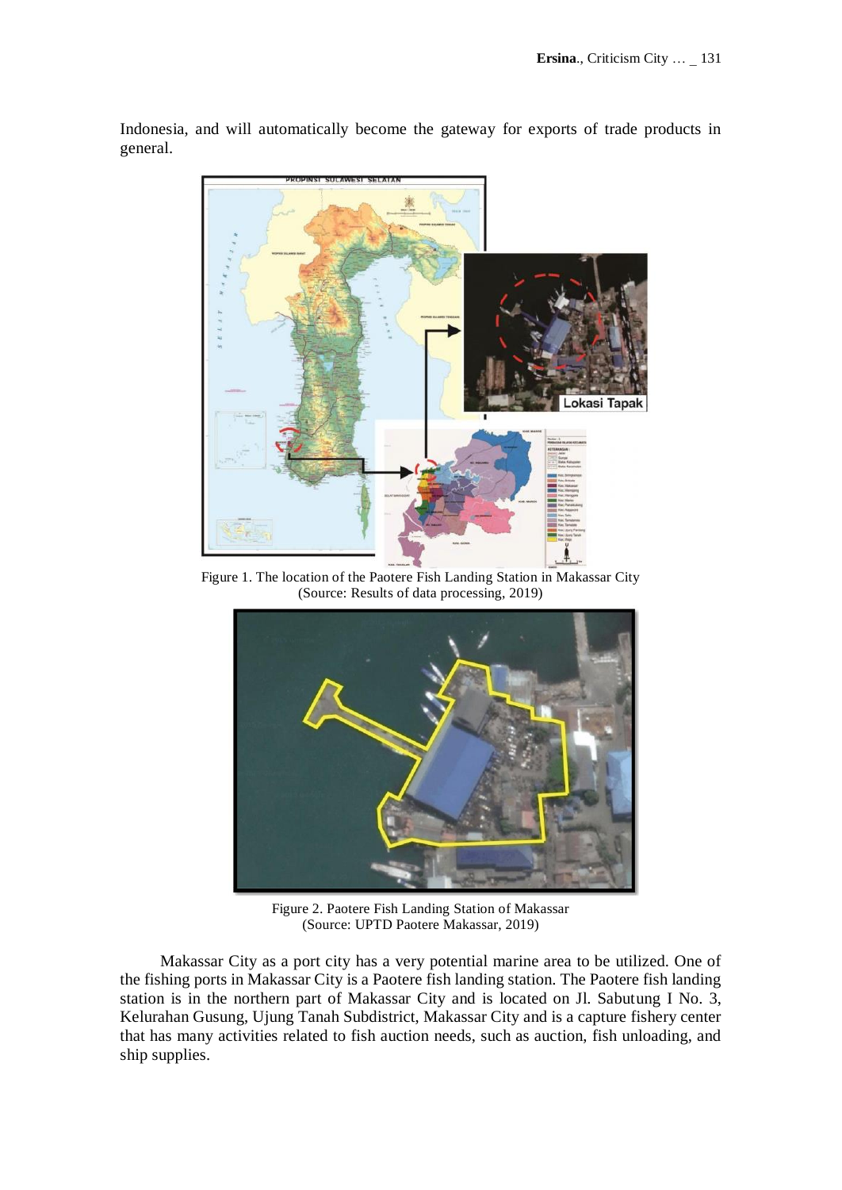Indonesia, and will automatically become the gateway for exports of trade products in general.

Figure 1. The location of the Paotere Fish Landing Station in Makassar City
(Source: Results of data processing, 2019)

Figure 2. Paotere Fish Landing Station of Makassar
(Source: UPTD Paotere Makassar, 2019)

Makassar City as a port city has a very potential marine area to be utilized. One of the fishing ports in Makassar City is a Paotere fish landing station. The Paotere fish landing station is in the northern part of Makassar City and is located on Jl. Sabutung I No. 3, Kelurahan Gusung, Ujung Tanah Subdistrict, Makassar City and is a capture fishery center that has many activities related to fish auction needs, such as auction, fish unloading, and ship supplies.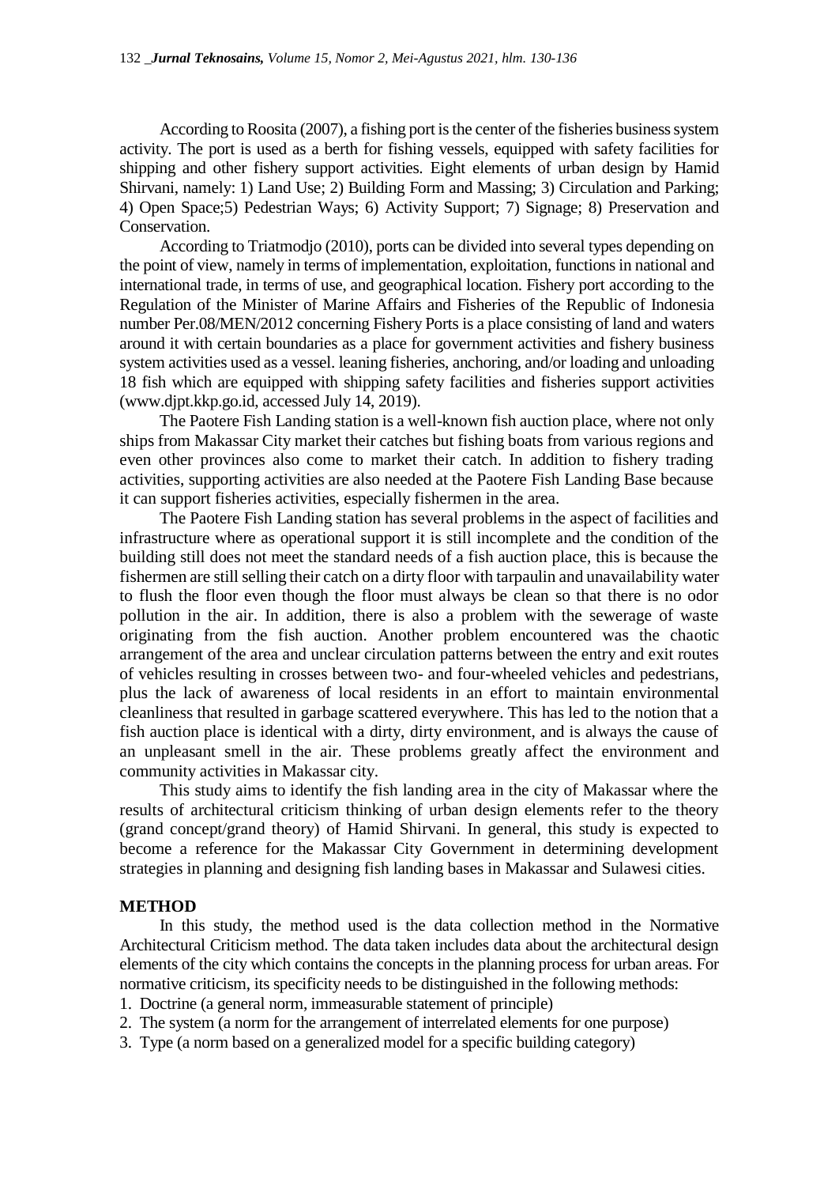According to Roosita (2007), a fishing port is the center of the fisheries business system activity. The port is used as a berth for fishing vessels, equipped with safety facilities for shipping and other fishery support activities. Eight elements of urban design by Hamid Shirvani, namely: 1) Land Use; 2) Building Form and Massing; 3) Circulation and Parking; 4) Open Space;5) Pedestrian Ways; 6) Activity Support; 7) Signage; 8) Preservation and Conservation.

According to Triatmodjo (2010), ports can be divided into several types depending on the point of view, namely in terms of implementation, exploitation, functions in national and international trade, in terms of use, and geographical location. Fishery port according to the Regulation of the Minister of Marine Affairs and Fisheries of the Republic of Indonesia number Per.08/MEN/2012 concerning Fishery Ports is a place consisting of land and waters around it with certain boundaries as a place for government activities and fishery business system activities used as a vessel. leaning fisheries, anchoring, and/or loading and unloading 18 fish which are equipped with shipping safety facilities and fisheries support activities (www.djpt.kkp.go.id, accessed July 14, 2019).

The Paotere Fish Landing station is a well-known fish auction place, where not only ships from Makassar City market their catches but fishing boats from various regions and even other provinces also come to market their catch. In addition to fishery trading activities, supporting activities are also needed at the Paotere Fish Landing Base because it can support fisheries activities, especially fishermen in the area.

The Paotere Fish Landing station has several problems in the aspect of facilities and infrastructure where as operational support it is still incomplete and the condition of the building still does not meet the standard needs of a fish auction place, this is because the fishermen are still selling their catch on a dirty floor with tarpaulin and unavailability water to flush the floor even though the floor must always be clean so that there is no odor pollution in the air. In addition, there is also a problem with the sewerage of waste originating from the fish auction. Another problem encountered was the chaotic arrangement of the area and unclear circulation patterns between the entry and exit routes of vehicles resulting in crosses between two- and four-wheeled vehicles and pedestrians, plus the lack of awareness of local residents in an effort to maintain environmental cleanliness that resulted in garbage scattered everywhere. This has led to the notion that a fish auction place is identical with a dirty, dirty environment, and is always the cause of an unpleasant smell in the air. These problems greatly affect the environment and community activities in Makassar city.

This study aims to identify the fish landing area in the city of Makassar where the results of architectural criticism thinking of urban design elements refer to the theory (grand concept/grand theory) of Hamid Shirvani. In general, this study is expected to become a reference for the Makassar City Government in determining development strategies in planning and designing fish landing bases in Makassar and Sulawesi cities.

## METHOD

In this study, the method used is the data collection method in the Normative Architectural Criticism method. The data taken includes data about the architectural design elements of the city which contains the concepts in the planning process for urban areas. For normative criticism, its specificity needs to be distinguished in the following methods:

1. Doctrine (a general norm, immeasurable statement of principle)
2. The system (a norm for the arrangement of interrelated elements for one purpose)
3. Type (a norm based on a generalized model for a specific building category)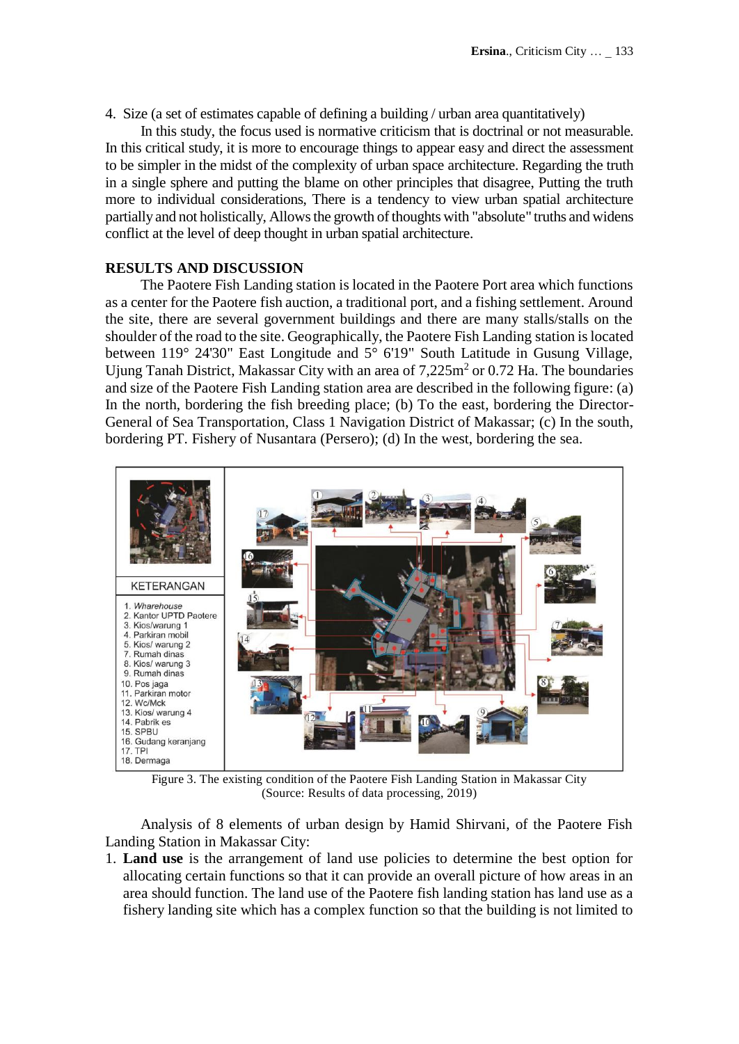4. Size (a set of estimates capable of defining a building / urban area quantitatively)

In this study, the focus used is normative criticism that is doctrinal or not measurable. In this critical study, it is more to encourage things to appear easy and direct the assessment to be simpler in the midst of the complexity of urban space architecture. Regarding the truth in a single sphere and putting the blame on other principles that disagree, Putting the truth more to individual considerations, There is a tendency to view urban spatial architecture partially and not holistically, Allows the growth of thoughts with "absolute" truths and widens conflict at the level of deep thought in urban spatial architecture.

## RESULTS AND DISCUSSION

The Paotere Fish Landing station is located in the Paotere Port area which functions as a center for the Paotere fish auction, a traditional port, and a fishing settlement. Around the site, there are several government buildings and there are many stalls/stalls on the shoulder of the road to the site. Geographically, the Paotere Fish Landing station is located between 119° 24'30" East Longitude and 5° 6'19" South Latitude in Gusung Village, Ujung Tanah District, Makassar City with an area of 7,225m$^2$ or 0.72 Ha. The boundaries and size of the Paotere Fish Landing station area are described in the following figure: (a) In the north, bordering the fish breeding place; (b) To the east, bordering the Director-General of Sea Transportation, Class 1 Navigation District of Makassar; (c) In the south, bordering PT. Fishery of Nusantara (Persero); (d) In the west, bordering the sea.

KETERANGAN

1. *Wharehouse*
2. Kantor UPTD Paotere
3. Kios/warung 1
4. Parkiran mobil
5. Kios/ warung 2
7. Rumah dinas
8. Kios/ warung 3
9. Rumah dinas
10. Pos jaga
11. Parkiran motor
12. Wc/Mck
13. Kios/ warung 4
14. Pabrik es
15. SPBU
16. Gudang keranjang
17. TPI
18. Dermaga

Figure 3. The existing condition of the Paotere Fish Landing Station in Makassar City
(Source: Results of data processing, 2019)

Analysis of 8 elements of urban design by Hamid Shirvani, of the Paotere Fish Landing Station in Makassar City:

1. **Land use** is the arrangement of land use policies to determine the best option for allocating certain functions so that it can provide an overall picture of how areas in an area should function. The land use of the Paotere fish landing station has land use as a fishery landing site which has a complex function so that the building is not limited to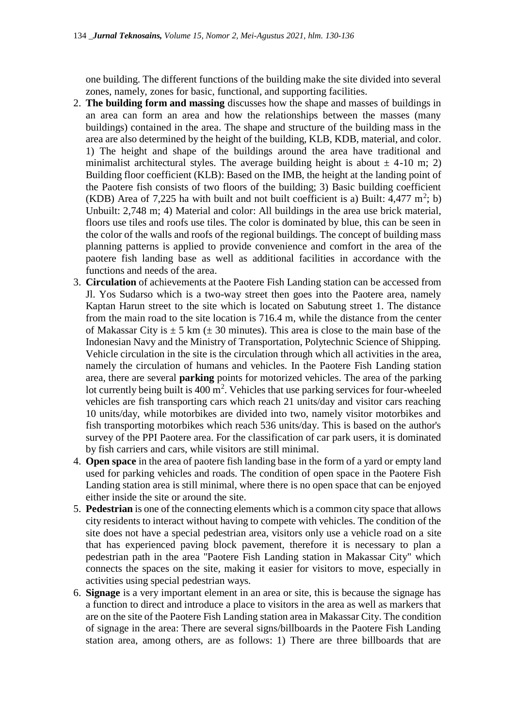one building. The different functions of the building make the site divided into several zones, namely, zones for basic, functional, and supporting facilities.

2. **The building form and massing** discusses how the shape and masses of buildings in an area can form an area and how the relationships between the masses (many buildings) contained in the area. The shape and structure of the building mass in the area are also determined by the height of the building, KLB, KDB, material, and color. 1) The height and shape of the buildings around the area have traditional and minimalist architectural styles. The average building height is about ± 4-10 m; 2) Building floor coefficient (KLB): Based on the IMB, the height at the landing point of the Paotere fish consists of two floors of the building; 3) Basic building coefficient (KDB) Area of 7,225 ha with built and not built coefficient is a) Built: 4,477 $m^2$; b) Unbuilt: 2,748 m; 4) Material and color: All buildings in the area use brick material, floors use tiles and roofs use tiles. The color is dominated by blue, this can be seen in the color of the walls and roofs of the regional buildings. The concept of building mass planning patterns is applied to provide convenience and comfort in the area of the paotere fish landing base as well as additional facilities in accordance with the functions and needs of the area.
3. **Circulation** of achievements at the Paotere Fish Landing station can be accessed from Jl. Yos Sudarso which is a two-way street then goes into the Paotere area, namely Kaptan Harun street to the site which is located on Sabutung street 1. The distance from the main road to the site location is 716.4 m, while the distance from the center of Makassar City is ± 5 km (± 30 minutes). This area is close to the main base of the Indonesian Navy and the Ministry of Transportation, Polytechnic Science of Shipping. Vehicle circulation in the site is the circulation through which all activities in the area, namely the circulation of humans and vehicles. In the Paotere Fish Landing station area, there are several **parking** points for motorized vehicles. The area of the parking lot currently being built is 400 $m^2$. Vehicles that use parking services for four-wheeled vehicles are fish transporting cars which reach 21 units/day and visitor cars reaching 10 units/day, while motorbikes are divided into two, namely visitor motorbikes and fish transporting motorbikes which reach 536 units/day. This is based on the author's survey of the PPI Paotere area. For the classification of car park users, it is dominated by fish carriers and cars, while visitors are still minimal.
4. **Open space** in the area of paotere fish landing base in the form of a yard or empty land used for parking vehicles and roads. The condition of open space in the Paotere Fish Landing station area is still minimal, where there is no open space that can be enjoyed either inside the site or around the site.
5. **Pedestrian** is one of the connecting elements which is a common city space that allows city residents to interact without having to compete with vehicles. The condition of the site does not have a special pedestrian area, visitors only use a vehicle road on a site that has experienced paving block pavement, therefore it is necessary to plan a pedestrian path in the area "Paotere Fish Landing station in Makassar City" which connects the spaces on the site, making it easier for visitors to move, especially in activities using special pedestrian ways.
6. **Signage** is a very important element in an area or site, this is because the signage has a function to direct and introduce a place to visitors in the area as well as markers that are on the site of the Paotere Fish Landing station area in Makassar City. The condition of signage in the area: There are several signs/billboards in the Paotere Fish Landing station area, among others, are as follows: 1) There are three billboards that are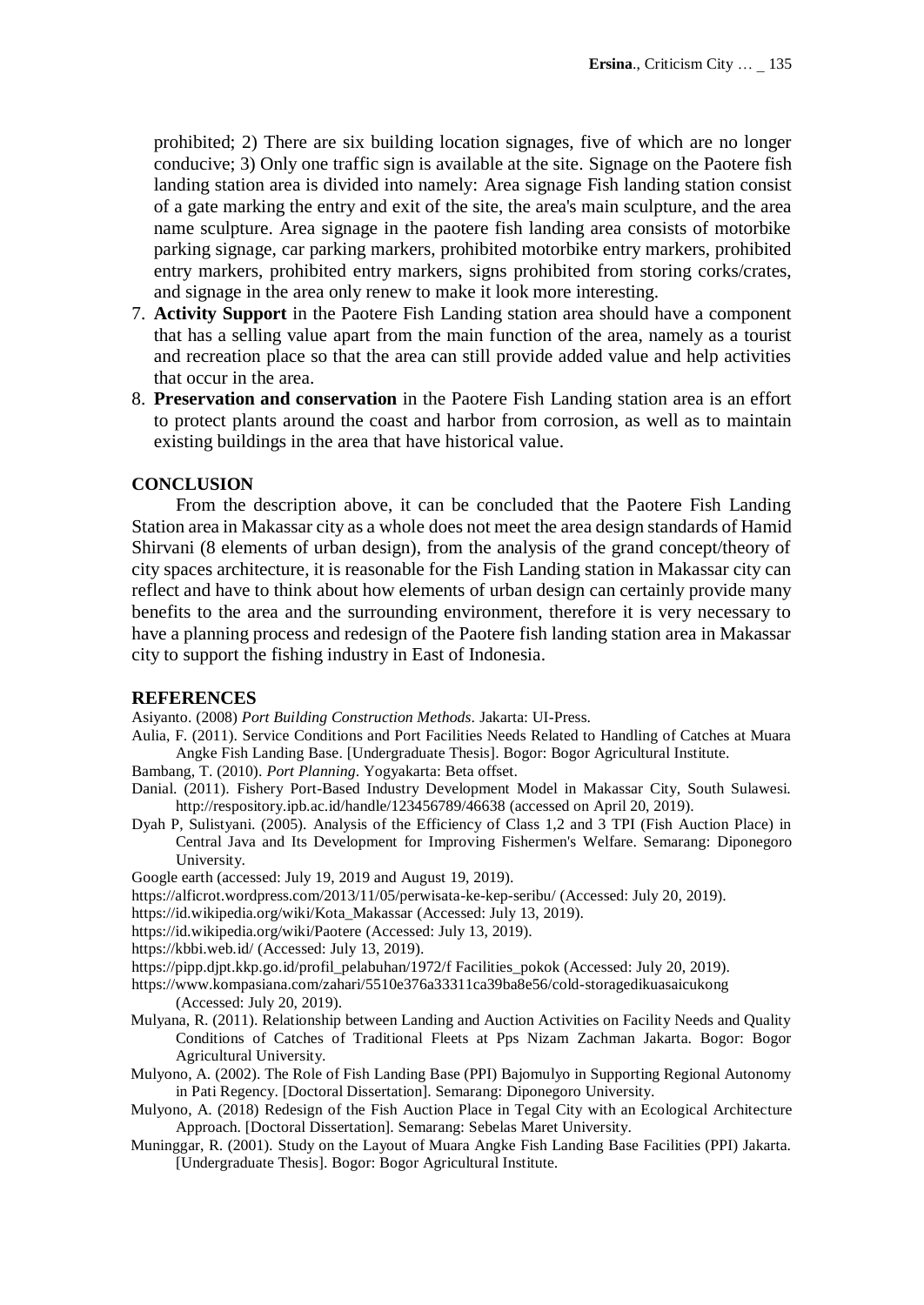prohibited; 2) There are six building location signages, five of which are no longer conducive; 3) Only one traffic sign is available at the site. Signage on the Paotere fish landing station area is divided into namely: Area signage Fish landing station consist of a gate marking the entry and exit of the site, the area's main sculpture, and the area name sculpture. Area signage in the paotere fish landing area consists of motorbike parking signage, car parking markers, prohibited motorbike entry markers, prohibited entry markers, prohibited entry markers, signs prohibited from storing corks/crates, and signage in the area only renew to make it look more interesting.

7. **Activity Support** in the Paotere Fish Landing station area should have a component that has a selling value apart from the main function of the area, namely as a tourist and recreation place so that the area can still provide added value and help activities that occur in the area.
8. **Preservation and conservation** in the Paotere Fish Landing station area is an effort to protect plants around the coast and harbor from corrosion, as well as to maintain existing buildings in the area that have historical value.

## CONCLUSION

From the description above, it can be concluded that the Paotere Fish Landing Station area in Makassar city as a whole does not meet the area design standards of Hamid Shirvani (8 elements of urban design), from the analysis of the grand concept/theory of city spaces architecture, it is reasonable for the Fish Landing station in Makassar city can reflect and have to think about how elements of urban design can certainly provide many benefits to the area and the surrounding environment, therefore it is very necessary to have a planning process and redesign of the Paotere fish landing station area in Makassar city to support the fishing industry in East of Indonesia.

## REFERENCES

Asiyanto. (2008) *Port Building Construction Methods*. Jakarta: UI-Press.

Aulia, F. (2011). Service Conditions and Port Facilities Needs Related to Handling of Catches at Muara Angke Fish Landing Base. [Undergraduate Thesis]. Bogor: Bogor Agricultural Institute.

Bambang, T. (2010). *Port Planning*. Yogyakarta: Beta offset.

Danial. (2011). Fishery Port-Based Industry Development Model in Makassar City, South Sulawesi. http://respository.ipb.ac.id/handle/123456789/46638 (accessed on April 20, 2019).

Dyah P, Sulistyani. (2005). Analysis of the Efficiency of Class 1,2 and 3 TPI (Fish Auction Place) in Central Java and Its Development for Improving Fishermen's Welfare. Semarang: Diponegoro University.

Google earth (accessed: July 19, 2019 and August 19, 2019).

https://alficrot.wordpress.com/2013/11/05/perwisata-ke-kep-seribu/ (Accessed: July 20, 2019).

https://id.wikipedia.org/wiki/Kota_Makassar (Accessed: July 13, 2019).

https://id.wikipedia.org/wiki/Paotere (Accessed: July 13, 2019).

https://kbbi.web.id/ (Accessed: July 13, 2019).

https://pipp.djpt.kkp.go.id/profil_pelabuhan/1972/f Facilities_pokok (Accessed: July 20, 2019).

https://www.kompasiana.com/zahari/5510e376a33311ca39ba8e56/cold-storagedikuasaicukong (Accessed: July 20, 2019).

Mulyana, R. (2011). Relationship between Landing and Auction Activities on Facility Needs and Quality Conditions of Catches of Traditional Fleets at Pps Nizam Zachman Jakarta. Bogor: Bogor Agricultural University.

Mulyono, A. (2002). The Role of Fish Landing Base (PPI) Bajomulyo in Supporting Regional Autonomy in Pati Regency. [Doctoral Dissertation]. Semarang: Diponegoro University.

Mulyono, A. (2018) Redesign of the Fish Auction Place in Tegal City with an Ecological Architecture Approach. [Doctoral Dissertation]. Semarang: Sebelas Maret University.

Muninggar, R. (2001). Study on the Layout of Muara Angke Fish Landing Base Facilities (PPI) Jakarta. [Undergraduate Thesis]. Bogor: Bogor Agricultural Institute.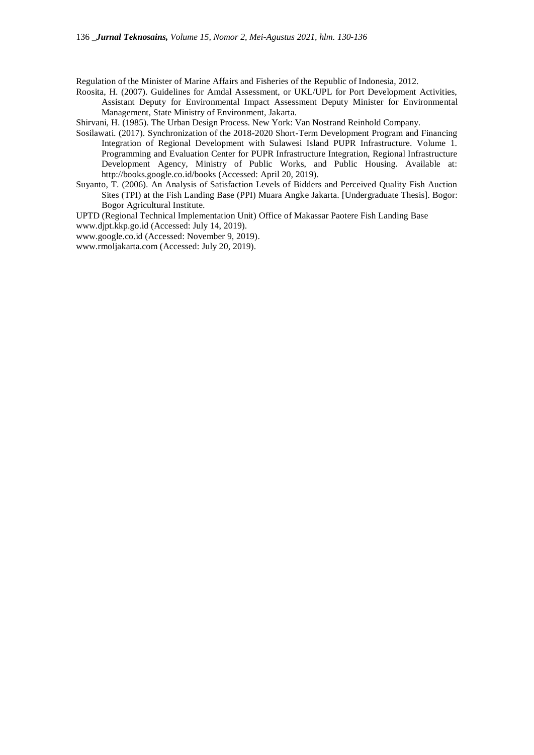Regulation of the Minister of Marine Affairs and Fisheries of the Republic of Indonesia, 2012.

Roosita, H. (2007). Guidelines for Amdal Assessment, or UKL/UPL for Port Development Activities, Assistant Deputy for Environmental Impact Assessment Deputy Minister for Environmental Management, State Ministry of Environment, Jakarta.

Shirvani, H. (1985). The Urban Design Process. New York: Van Nostrand Reinhold Company.

Sosilawati. (2017). Synchronization of the 2018-2020 Short-Term Development Program and Financing Integration of Regional Development with Sulawesi Island PUPR Infrastructure. Volume 1. Programming and Evaluation Center for PUPR Infrastructure Integration, Regional Infrastructure Development Agency, Ministry of Public Works, and Public Housing. Available at: http://books.google.co.id/books (Accessed: April 20, 2019).

Suyanto, T. (2006). An Analysis of Satisfaction Levels of Bidders and Perceived Quality Fish Auction Sites (TPI) at the Fish Landing Base (PPI) Muara Angke Jakarta. [Undergraduate Thesis]. Bogor: Bogor Agricultural Institute.

UPTD (Regional Technical Implementation Unit) Office of Makassar Paotere Fish Landing Base

www.djpt.kkp.go.id (Accessed: July 14, 2019).

www.google.co.id (Accessed: November 9, 2019).

www.rmoljakarta.com (Accessed: July 20, 2019).